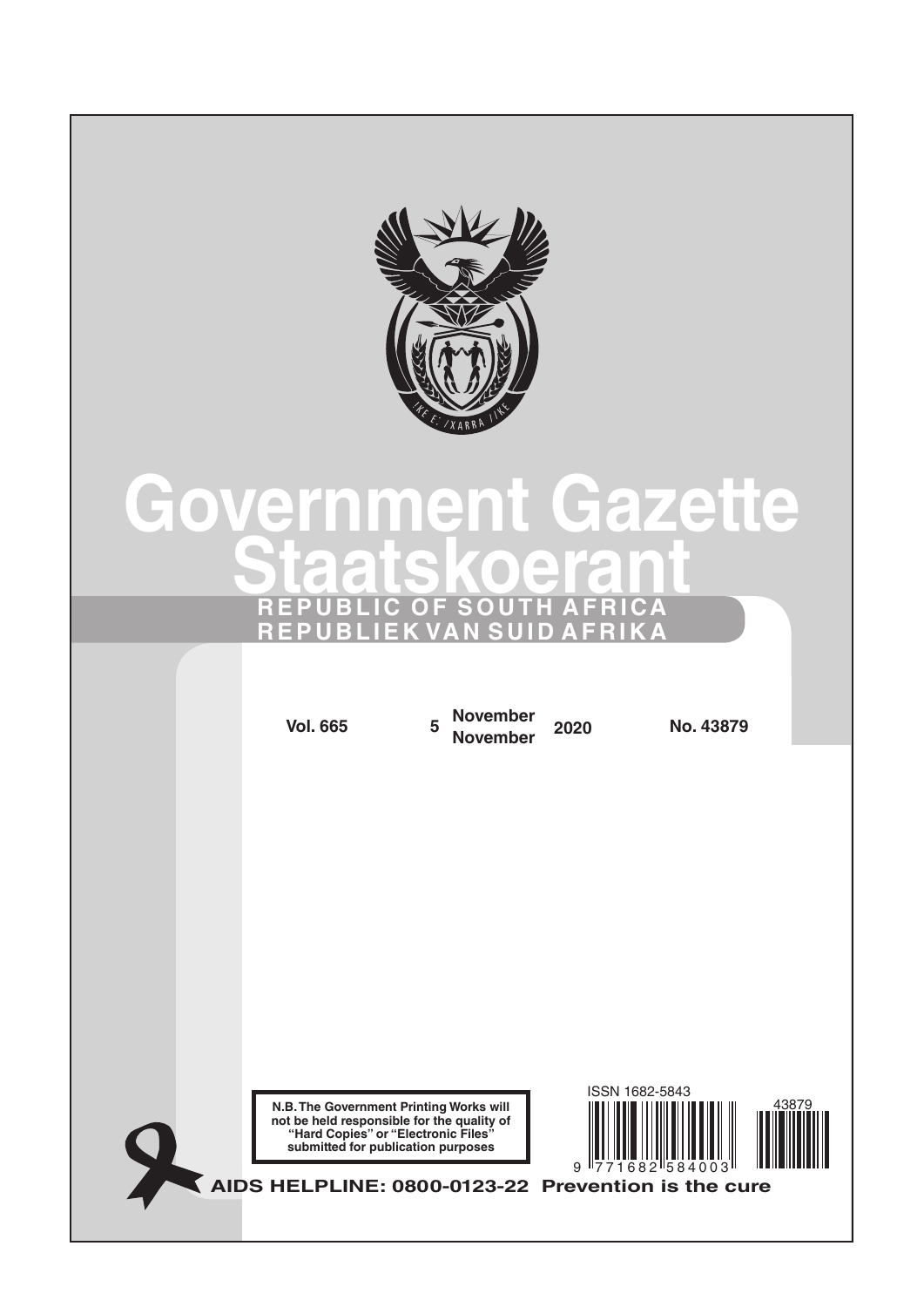# Government Gazette

# Staatskoerant

**REPUBLIC OF SOUTH AFRICA**

**REPUBLIEK VAN SUID AFRIKA**

**Vol. 665** **5 November / November 2020** **No. 43879**

**N.B. The Government Printing Works will not be held responsible for the quality of "Hard Copies" or "Electronic Files" submitted for publication purposes**

ISSN 1682-5843

43879

9 771682 584003

**AIDS HELPLINE: 0800-0123-22 Prevention is the cure**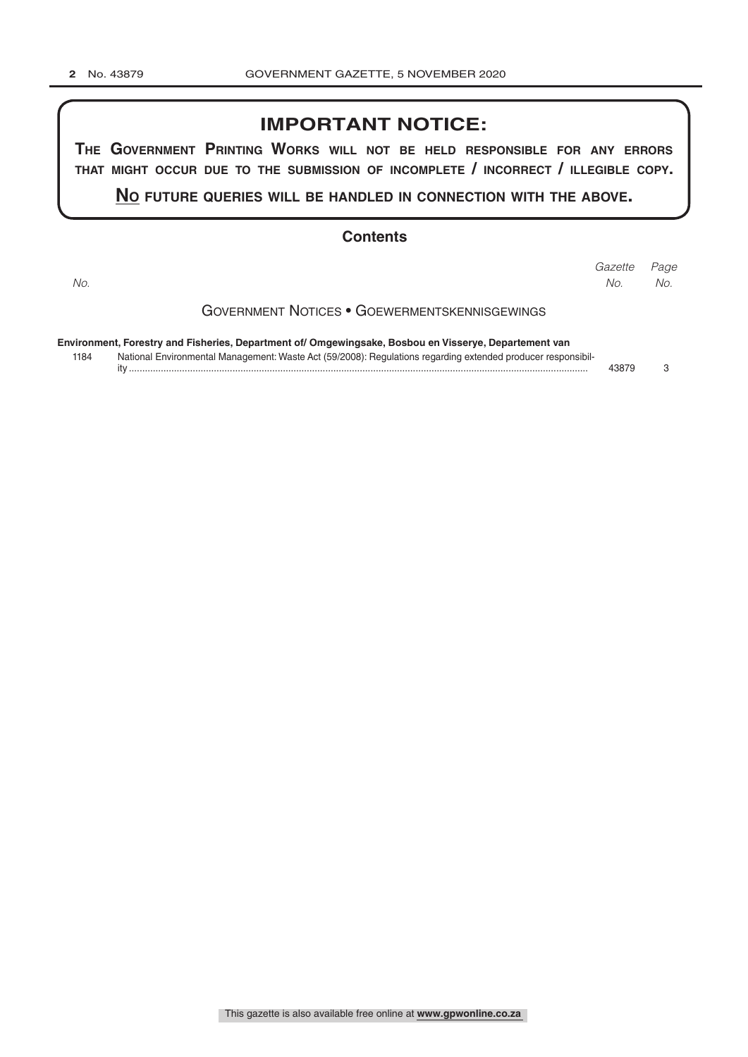# IMPORTANT NOTICE:

**THE GOVERNMENT PRINTING WORKS WILL NOT BE HELD RESPONSIBLE FOR ANY ERRORS THAT MIGHT OCCUR DUE TO THE SUBMISSION OF INCOMPLETE / INCORRECT / ILLEGIBLE COPY.**

**NO FUTURE QUERIES WILL BE HANDLED IN CONNECTION WITH THE ABOVE.**

## Contents

| No. | | Gazette No. | Page No. |
|---|---|---|---|
| | **GOVERNMENT NOTICES • GOEWERMENTSKENNISGEWINGS** | | |
| | **Environment, Forestry and Fisheries, Department of/ Omgewingsake, Bosbou en Visserye, Departement van** | | |
| 1184 | National Environmental Management: Waste Act (59/2008): Regulations regarding extended producer responsibility | 43879 | 3 |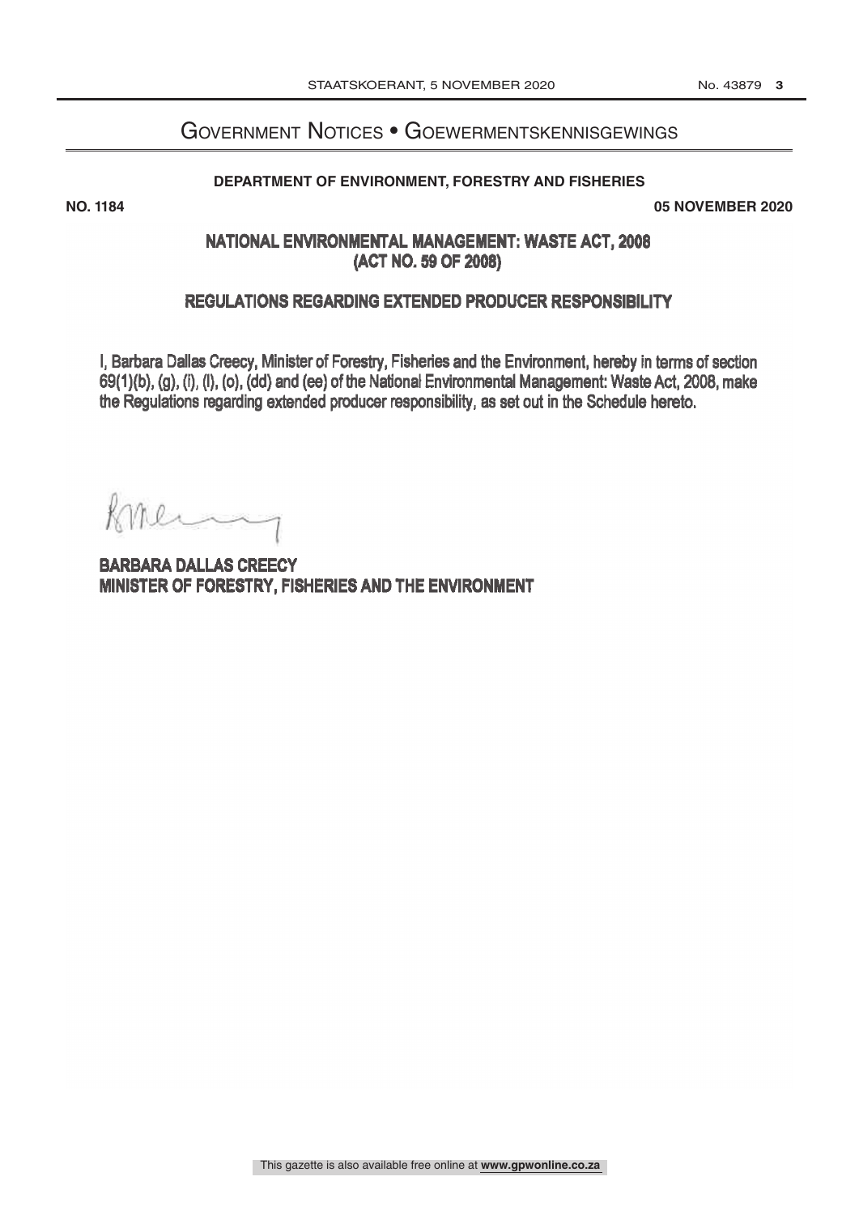# GOVERNMENT NOTICES • GOEWERMENTSKENNISGEWINGS

**DEPARTMENT OF ENVIRONMENT, FORESTRY AND FISHERIES**

**NO. 1184** **05 NOVEMBER 2020**

## NATIONAL ENVIRONMENTAL MANAGEMENT: WASTE ACT, 2008 (ACT NO. 59 OF 2008)

## REGULATIONS REGARDING EXTENDED PRODUCER RESPONSIBILITY

I, Barbara Dallas Creecy, Minister of Forestry, Fisheries and the Environment, hereby in terms of section 69(1)(b), (g), (i), (l), (o), (dd) and (ee) of the National Environmental Management: Waste Act, 2008, make the Regulations regarding extended producer responsibility, as set out in the Schedule hereto.

**BARBARA DALLAS CREECY**
**MINISTER OF FORESTRY, FISHERIES AND THE ENVIRONMENT**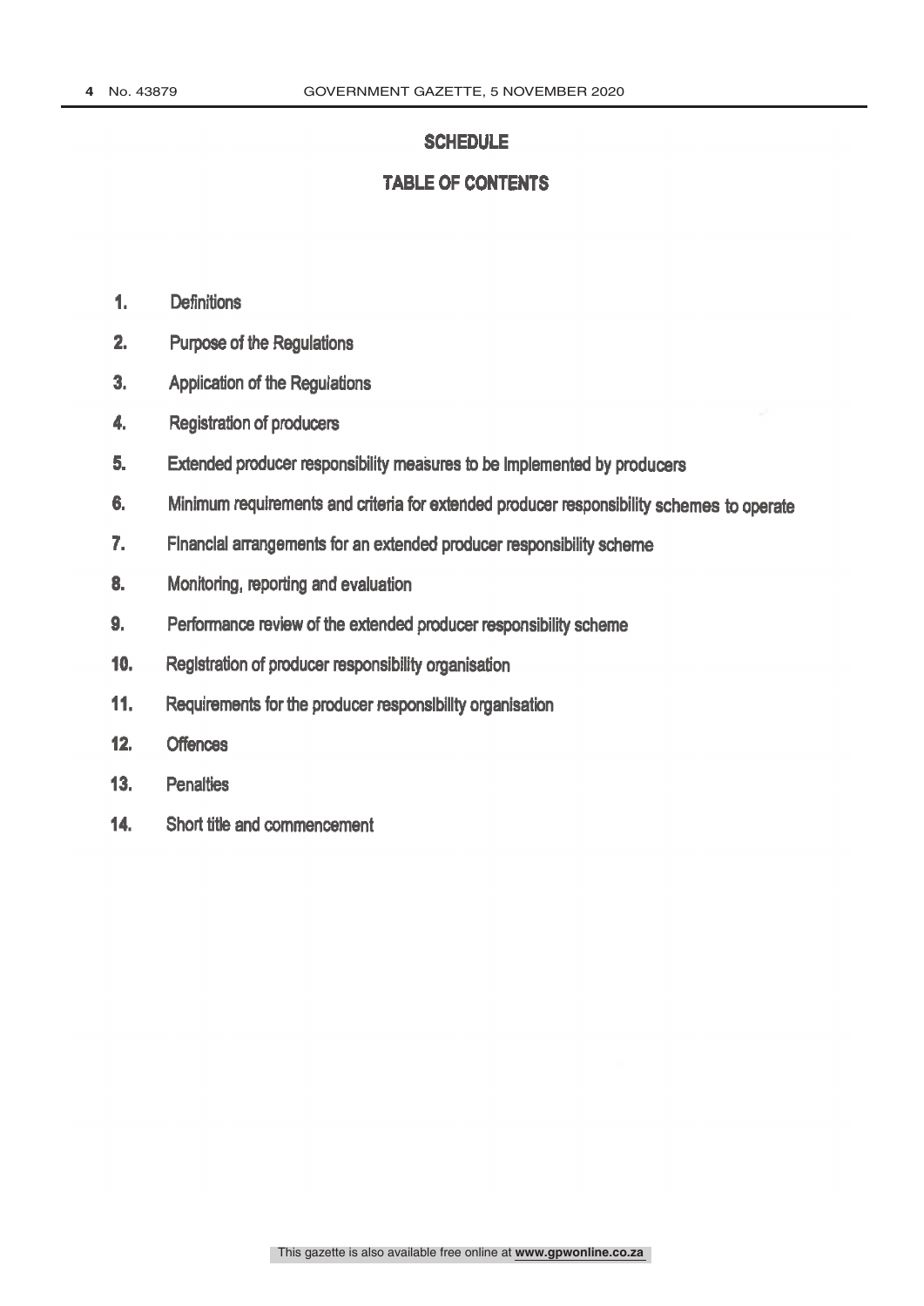# SCHEDULE

## TABLE OF CONTENTS

1. Definitions
2. Purpose of the Regulations
3. Application of the Regulations
4. Registration of producers
5. Extended producer responsibility measures to be implemented by producers
6. Minimum requirements and criteria for extended producer responsibility schemes to operate
7. Financial arrangements for an extended producer responsibility scheme
8. Monitoring, reporting and evaluation
9. Performance review of the extended producer responsibility scheme
10. Registration of producer responsibility organisation
11. Requirements for the producer responsibility organisation
12. Offences
13. Penalties
14. Short title and commencement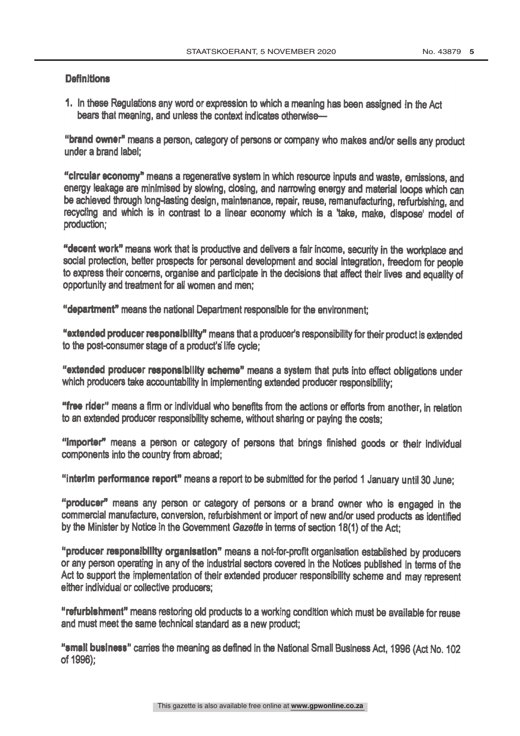**Definitions**

1. In these Regulations any word or expression to which a meaning has been assigned in the Act bears that meaning, and unless the context indicates otherwise—

**"brand owner"** means a person, category of persons or company who makes and/or sells any product under a brand label;

**"circular economy"** means a regenerative system in which resource inputs and waste, emissions, and energy leakage are minimised by slowing, closing, and narrowing energy and material loops which can be achieved through long-lasting design, maintenance, repair, reuse, remanufacturing, refurbishing, and recycling and which is in contrast to a linear economy which is a 'take, make, dispose' model of production;

**"decent work"** means work that is productive and delivers a fair income, security in the workplace and social protection, better prospects for personal development and social integration, freedom for people to express their concerns, organise and participate in the decisions that affect their lives and equality of opportunity and treatment for all women and men;

**"department"** means the national Department responsible for the environment;

**"extended producer responsibility"** means that a producer's responsibility for their product is extended to the post-consumer stage of a product's life cycle;

**"extended producer responsibility scheme"** means a system that puts into effect obligations under which producers take accountability in implementing extended producer responsibility;

**"free rider"** means a firm or individual who benefits from the actions or efforts from another, in relation to an extended producer responsibility scheme, without sharing or paying the costs;

**"importer"** means a person or category of persons that brings finished goods or their individual components into the country from abroad;

**"interim performance report"** means a report to be submitted for the period 1 January until 30 June;

**"producer"** means any person or category of persons or a brand owner who is engaged in the commercial manufacture, conversion, refurbishment or import of new and/or used products as identified by the Minister by Notice in the Government *Gazette* in terms of section 18(1) of the Act;

**"producer responsibility organisation"** means a not-for-profit organisation established by producers or any person operating in any of the industrial sectors covered in the Notices published in terms of the Act to support the implementation of their extended producer responsibility scheme and may represent either individual or collective producers;

**"refurbishment"** means restoring old products to a working condition which must be available for reuse and must meet the same technical standard as a new product;

**"small business"** carries the meaning as defined in the National Small Business Act, 1996 (Act No. 102 of 1996);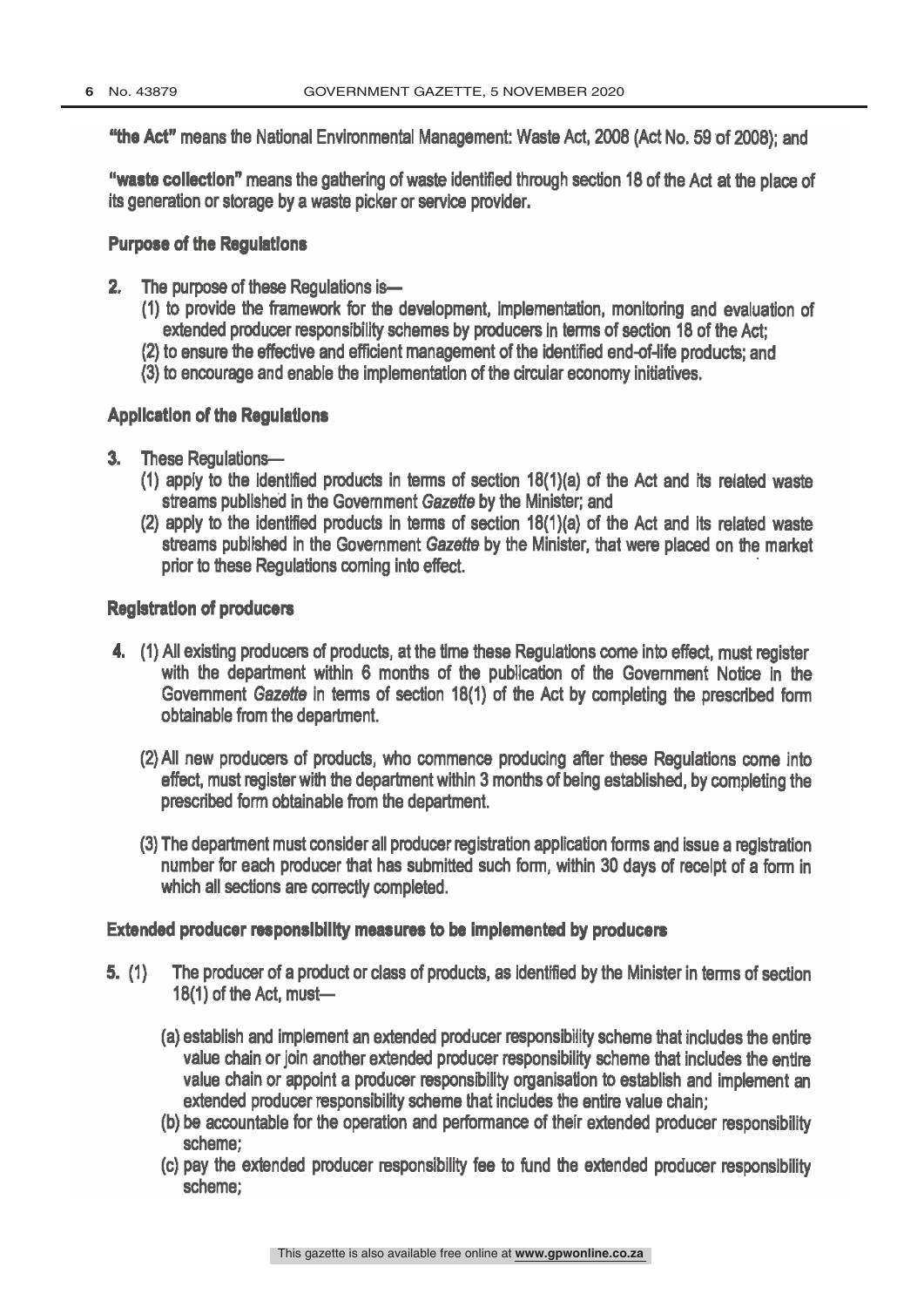**"the Act"** means the National Environmental Management: Waste Act, 2008 (Act No. 59 of 2008); and

**"waste collection"** means the gathering of waste identified through section 18 of the Act at the place of its generation or storage by a waste picker or service provider.

**Purpose of the Regulations**

**2.** The purpose of these Regulations is—

(1) to provide the framework for the development, implementation, monitoring and evaluation of extended producer responsibility schemes by producers in terms of section 18 of the Act;

(2) to ensure the effective and efficient management of the identified end-of-life products; and

(3) to encourage and enable the implementation of the circular economy initiatives.

**Application of the Regulations**

**3.** These Regulations—

(1) apply to the identified products in terms of section 18(1)(a) of the Act and its related waste streams published in the Government *Gazette* by the Minister; and

(2) apply to the identified products in terms of section 18(1)(a) of the Act and its related waste streams published in the Government *Gazette* by the Minister, that were placed on the market prior to these Regulations coming into effect.

**Registration of producers**

**4.** (1) All existing producers of products, at the time these Regulations come into effect, must register with the department within 6 months of the publication of the Government Notice in the Government *Gazette* in terms of section 18(1) of the Act by completing the prescribed form obtainable from the department.

(2) All new producers of products, who commence producing after these Regulations come into effect, must register with the department within 3 months of being established, by completing the prescribed form obtainable from the department.

(3) The department must consider all producer registration application forms and issue a registration number for each producer that has submitted such form, within 30 days of receipt of a form in which all sections are correctly completed.

**Extended producer responsibility measures to be implemented by producers**

**5.** (1) The producer of a product or class of products, as identified by the Minister in terms of section 18(1) of the Act, must—

(a) establish and implement an extended producer responsibility scheme that includes the entire value chain or join another extended producer responsibility scheme that includes the entire value chain or appoint a producer responsibility organisation to establish and implement an extended producer responsibility scheme that includes the entire value chain;

(b) be accountable for the operation and performance of their extended producer responsibility scheme;

(c) pay the extended producer responsibility fee to fund the extended producer responsibility scheme;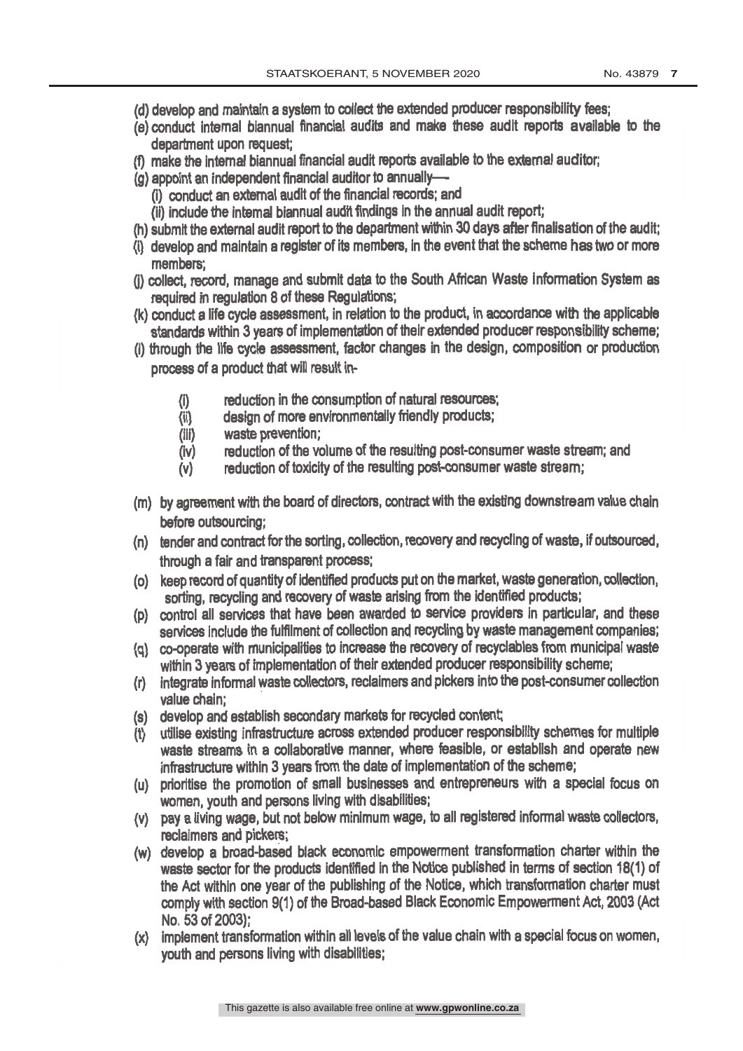(d) develop and maintain a system to collect the extended producer responsibility fees;

(e) conduct internal biannual financial audits and make these audit reports available to the department upon request;

(f) make the internal biannual financial audit reports available to the external auditor;

(g) appoint an independent financial auditor to annually—

   (i) conduct an external audit of the financial records; and

   (ii) include the internal biannual audit findings in the annual audit report;

(h) submit the external audit report to the department within 30 days after finalisation of the audit;

(i) develop and maintain a register of its members, in the event that the scheme has two or more members;

(j) collect, record, manage and submit data to the South African Waste Information System as required in regulation 8 of these Regulations;

(k) conduct a life cycle assessment, in relation to the product, in accordance with the applicable standards within 3 years of implementation of their extended producer responsibility scheme;

(l) through the life cycle assessment, factor changes in the design, composition or production process of a product that will result in-

   (i) reduction in the consumption of natural resources;

   (ii) design of more environmentally friendly products;

   (iii) waste prevention;

   (iv) reduction of the volume of the resulting post-consumer waste stream; and

   (v) reduction of toxicity of the resulting post-consumer waste stream;

(m) by agreement with the board of directors, contract with the existing downstream value chain before outsourcing;

(n) tender and contract for the sorting, collection, recovery and recycling of waste, if outsourced, through a fair and transparent process;

(o) keep record of quantity of identified products put on the market, waste generation, collection, sorting, recycling and recovery of waste arising from the identified products;

(p) control all services that have been awarded to service providers in particular, and these services include the fulfilment of collection and recycling by waste management companies;

(q) co-operate with municipalities to increase the recovery of recyclables from municipal waste within 3 years of implementation of their extended producer responsibility scheme;

(r) integrate informal waste collectors, reclaimers and pickers into the post-consumer collection value chain;

(s) develop and establish secondary markets for recycled content;

(t) utilise existing infrastructure across extended producer responsibility schemes for multiple waste streams in a collaborative manner, where feasible, or establish and operate new infrastructure within 3 years from the date of implementation of the scheme;

(u) prioritise the promotion of small businesses and entrepreneurs with a special focus on women, youth and persons living with disabilities;

(v) pay a living wage, but not below minimum wage, to all registered informal waste collectors, reclaimers and pickers;

(w) develop a broad-based black economic empowerment transformation charter within the waste sector for the products identified in the Notice published in terms of section 18(1) of the Act within one year of the publishing of the Notice, which transformation charter must comply with section 9(1) of the Broad-based Black Economic Empowerment Act, 2003 (Act No. 53 of 2003);

(x) implement transformation within all levels of the value chain with a special focus on women, youth and persons living with disabilities;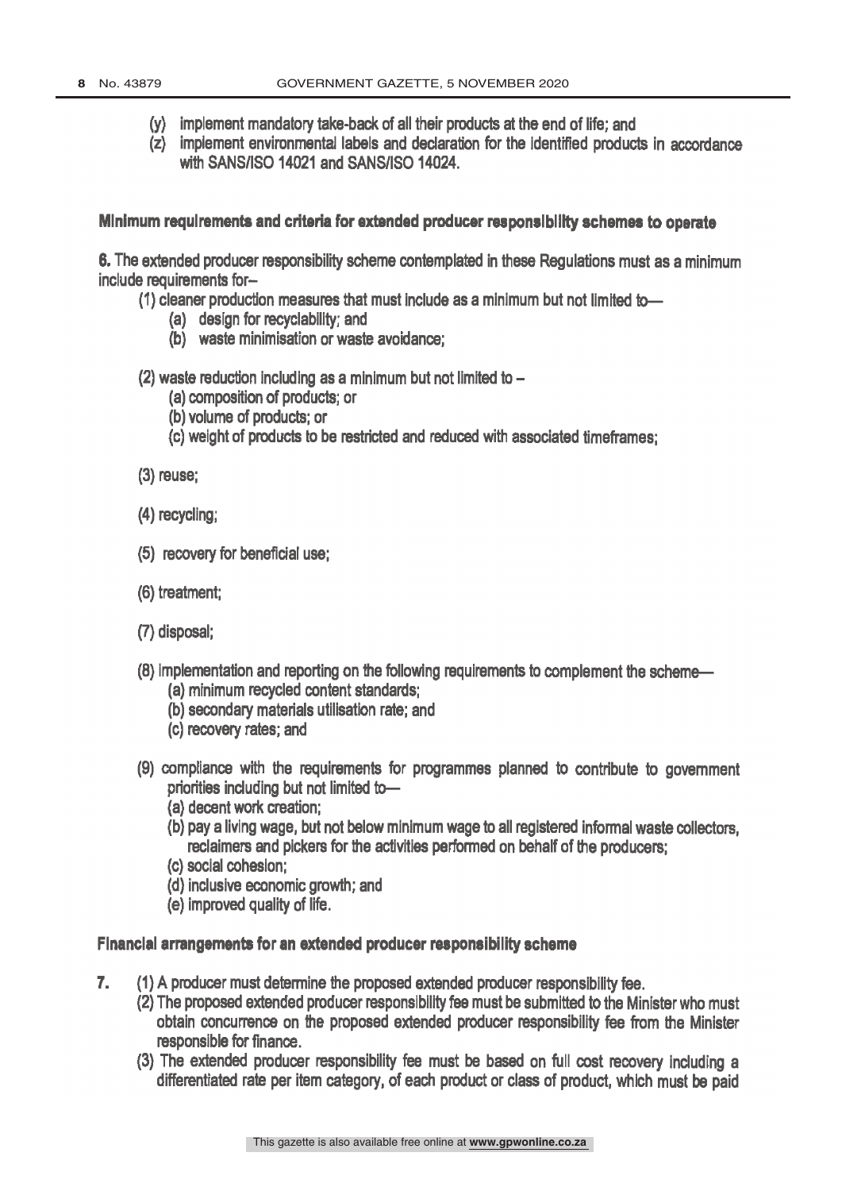(y) implement mandatory take-back of all their products at the end of life; and

(z) implement environmental labels and declaration for the identified products in accordance with SANS/ISO 14021 and SANS/ISO 14024.

**Minimum requirements and criteria for extended producer responsibility schemes to operate**

**6.** The extended producer responsibility scheme contemplated in these Regulations must as a minimum include requirements for–

(1) cleaner production measures that must include as a minimum but not limited to—

(a) design for recyclability; and

(b) waste minimisation or waste avoidance;

(2) waste reduction including as a minimum but not limited to –

(a) composition of products; or

(b) volume of products; or

(c) weight of products to be restricted and reduced with associated timeframes;

(3) reuse;

(4) recycling;

(5) recovery for beneficial use;

(6) treatment;

(7) disposal;

(8) implementation and reporting on the following requirements to complement the scheme—

(a) minimum recycled content standards;

(b) secondary materials utilisation rate; and

(c) recovery rates; and

(9) compliance with the requirements for programmes planned to contribute to government priorities including but not limited to—

(a) decent work creation;

(b) pay a living wage, but not below minimum wage to all registered informal waste collectors, reclaimers and pickers for the activities performed on behalf of the producers;

(c) social cohesion;

(d) inclusive economic growth; and

(e) improved quality of life.

**Financial arrangements for an extended producer responsibility scheme**

**7.** (1) A producer must determine the proposed extended producer responsibility fee.

(2) The proposed extended producer responsibility fee must be submitted to the Minister who must obtain concurrence on the proposed extended producer responsibility fee from the Minister responsible for finance.

(3) The extended producer responsibility fee must be based on full cost recovery including a differentiated rate per item category, of each product or class of product, which must be paid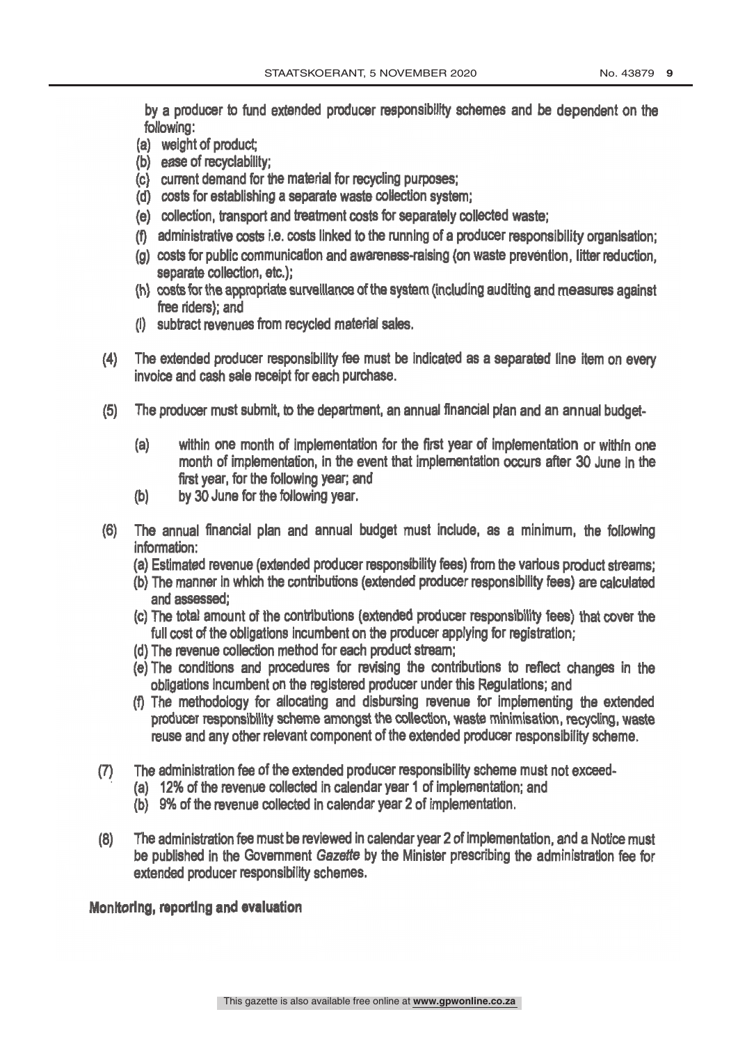by a producer to fund extended producer responsibility schemes and be dependent on the following:

(a) weight of product;
(b) ease of recyclability;
(c) current demand for the material for recycling purposes;
(d) costs for establishing a separate waste collection system;
(e) collection, transport and treatment costs for separately collected waste;
(f) administrative costs i.e. costs linked to the running of a producer responsibility organisation;
(g) costs for public communication and awareness-raising (on waste prevention, litter reduction, separate collection, etc.);
(h) costs for the appropriate surveillance of the system (including auditing and measures against free riders); and
(i) subtract revenues from recycled material sales.

(4) The extended producer responsibility fee must be indicated as a separated line item on every invoice and cash sale receipt for each purchase.

(5) The producer must submit, to the department, an annual financial plan and an annual budget-

(a) within one month of implementation for the first year of implementation or within one month of implementation, in the event that implementation occurs after 30 June in the first year, for the following year; and
(b) by 30 June for the following year.

(6) The annual financial plan and annual budget must include, as a minimum, the following information:

(a) Estimated revenue (extended producer responsibility fees) from the various product streams;
(b) The manner in which the contributions (extended producer responsibility fees) are calculated and assessed;
(c) The total amount of the contributions (extended producer responsibility fees) that cover the full cost of the obligations incumbent on the producer applying for registration;
(d) The revenue collection method for each product stream;
(e) The conditions and procedures for revising the contributions to reflect changes in the obligations incumbent on the registered producer under this Regulations; and
(f) The methodology for allocating and disbursing revenue for implementing the extended producer responsibility scheme amongst the collection, waste minimisation, recycling, waste reuse and any other relevant component of the extended producer responsibility scheme.

(7) The administration fee of the extended producer responsibility scheme must not exceed-

(a) 12% of the revenue collected in calendar year 1 of implementation; and
(b) 9% of the revenue collected in calendar year 2 of implementation.

(8) The administration fee must be reviewed in calendar year 2 of implementation, and a Notice must be published in the Government *Gazette* by the Minister prescribing the administration fee for extended producer responsibility schemes.

**Monitoring, reporting and evaluation**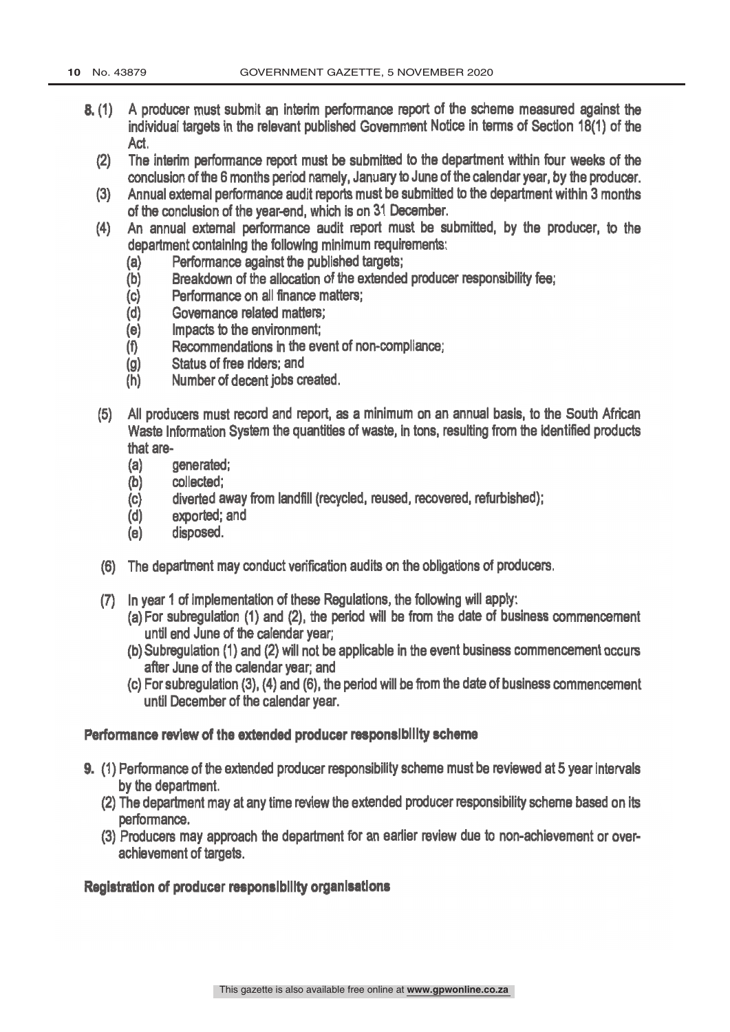8. (1) A producer must submit an interim performance report of the scheme measured against the individual targets in the relevant published Government Notice in terms of Section 18(1) of the Act.

(2) The interim performance report must be submitted to the department within four weeks of the conclusion of the 6 months period namely, January to June of the calendar year, by the producer.

(3) Annual external performance audit reports must be submitted to the department within 3 months of the conclusion of the year-end, which is on 31 December.

(4) An annual external performance audit report must be submitted, by the producer, to the department containing the following minimum requirements:

- (a) Performance against the published targets;
- (b) Breakdown of the allocation of the extended producer responsibility fee;
- (c) Performance on all finance matters;
- (d) Governance related matters;
- (e) Impacts to the environment;
- (f) Recommendations in the event of non-compliance;
- (g) Status of free riders; and
- (h) Number of decent jobs created.

(5) All producers must record and report, as a minimum on an annual basis, to the South African Waste Information System the quantities of waste, in tons, resulting from the identified products that are-

- (a) generated;
- (b) collected;
- (c) diverted away from landfill (recycled, reused, recovered, refurbished);
- (d) exported; and
- (e) disposed.

(6) The department may conduct verification audits on the obligations of producers.

(7) In year 1 of implementation of these Regulations, the following will apply:

- (a) For subregulation (1) and (2), the period will be from the date of business commencement until end June of the calendar year;
- (b) Subregulation (1) and (2) will not be applicable in the event business commencement occurs after June of the calendar year; and
- (c) For subregulation (3), (4) and (6), the period will be from the date of business commencement until December of the calendar year.

**Performance review of the extended producer responsibility scheme**

9. (1) Performance of the extended producer responsibility scheme must be reviewed at 5 year intervals by the department.

(2) The department may at any time review the extended producer responsibility scheme based on its performance.

(3) Producers may approach the department for an earlier review due to non-achievement or over-achievement of targets.

**Registration of producer responsibility organisations**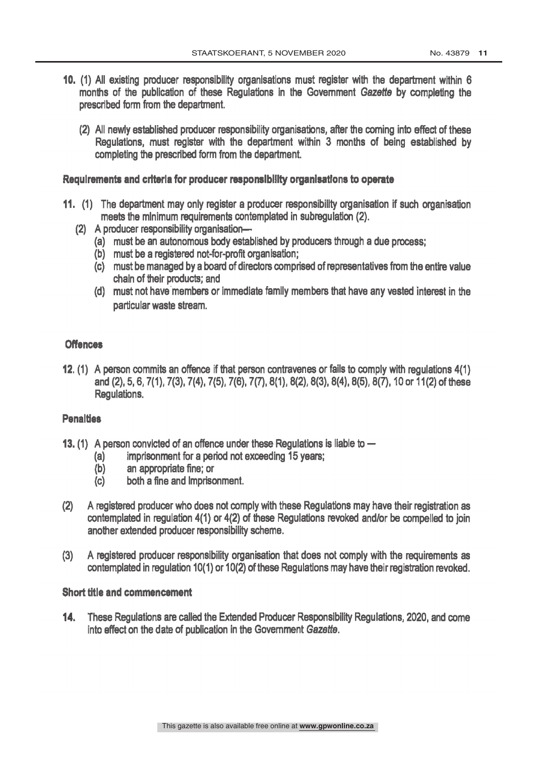**10.** (1) All existing producer responsibility organisations must register with the department within 6 months of the publication of these Regulations in the Government *Gazette* by completing the prescribed form from the department.

(2) All newly established producer responsibility organisations, after the coming into effect of these Regulations, must register with the department within 3 months of being established by completing the prescribed form from the department.

**Requirements and criteria for producer responsibility organisations to operate**

**11.** (1) The department may only register a producer responsibility organisation if such organisation meets the minimum requirements contemplated in subregulation (2).

(2) A producer responsibility organisation—

(a) must be an autonomous body established by producers through a due process;

(b) must be a registered not-for-profit organisation;

(c) must be managed by a board of directors comprised of representatives from the entire value chain of their products; and

(d) must not have members or immediate family members that have any vested interest in the particular waste stream.

**Offences**

**12.** (1) A person commits an offence if that person contravenes or fails to comply with regulations 4(1) and (2), 5, 6, 7(1), 7(3), 7(4), 7(5), 7(6), 7(7), 8(1), 8(2), 8(3), 8(4), 8(5), 8(7), 10 or 11(2) of these Regulations.

**Penalties**

**13.** (1) A person convicted of an offence under these Regulations is liable to —

(a) imprisonment for a period not exceeding 15 years;

(b) an appropriate fine; or

(c) both a fine and imprisonment.

(2) A registered producer who does not comply with these Regulations may have their registration as contemplated in regulation 4(1) or 4(2) of these Regulations revoked and/or be compelled to join another extended producer responsibility scheme.

(3) A registered producer responsibility organisation that does not comply with the requirements as contemplated in regulation 10(1) or 10(2) of these Regulations may have their registration revoked.

**Short title and commencement**

**14.** These Regulations are called the Extended Producer Responsibility Regulations, 2020, and come into effect on the date of publication in the Government *Gazette*.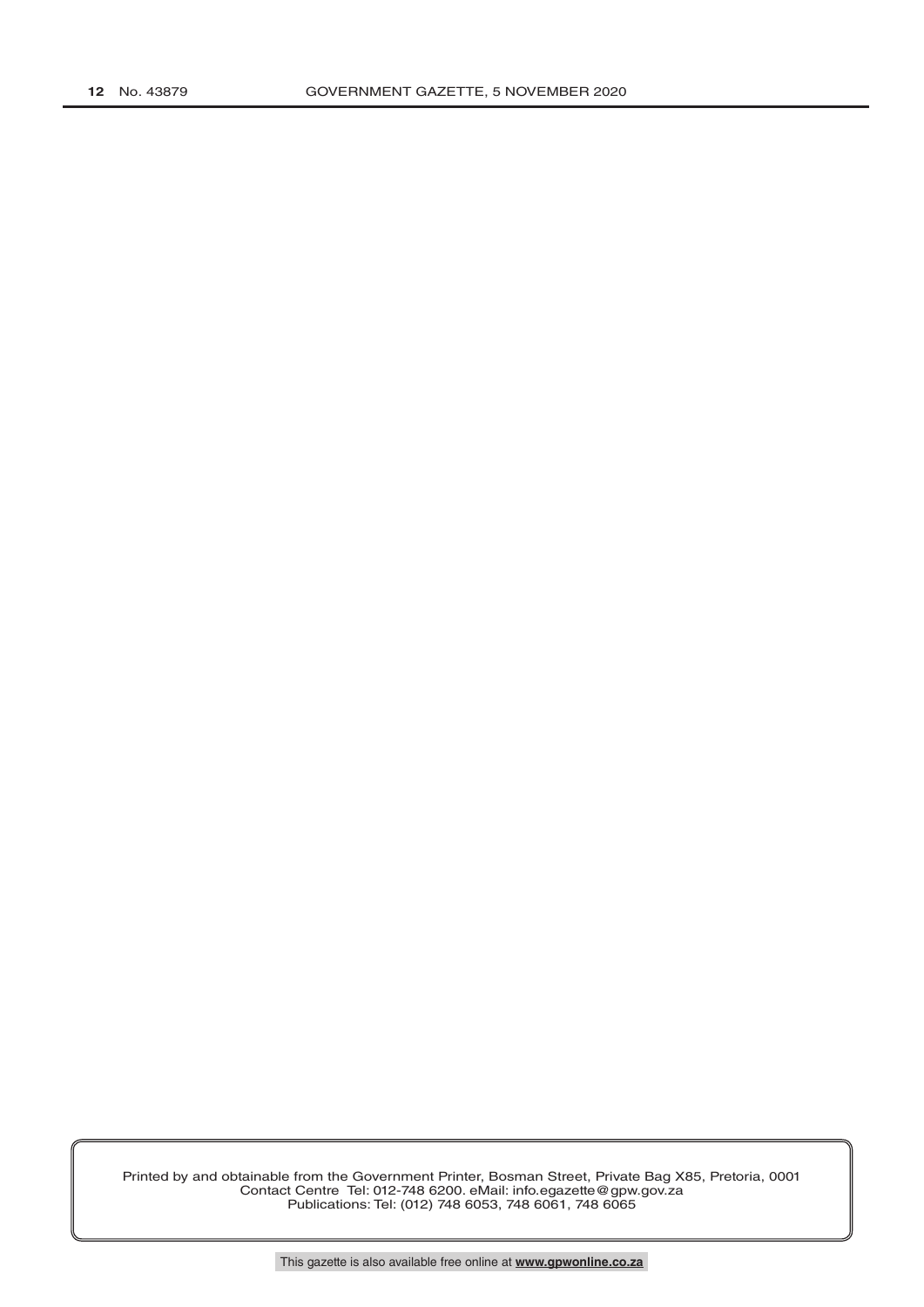Printed by and obtainable from the Government Printer, Bosman Street, Private Bag X85, Pretoria, 0001
Contact Centre Tel: 012-748 6200. eMail: info.egazette@gpw.gov.za
Publications: Tel: (012) 748 6053, 748 6061, 748 6065

This gazette is also available free online at **www.gpwonline.co.za**